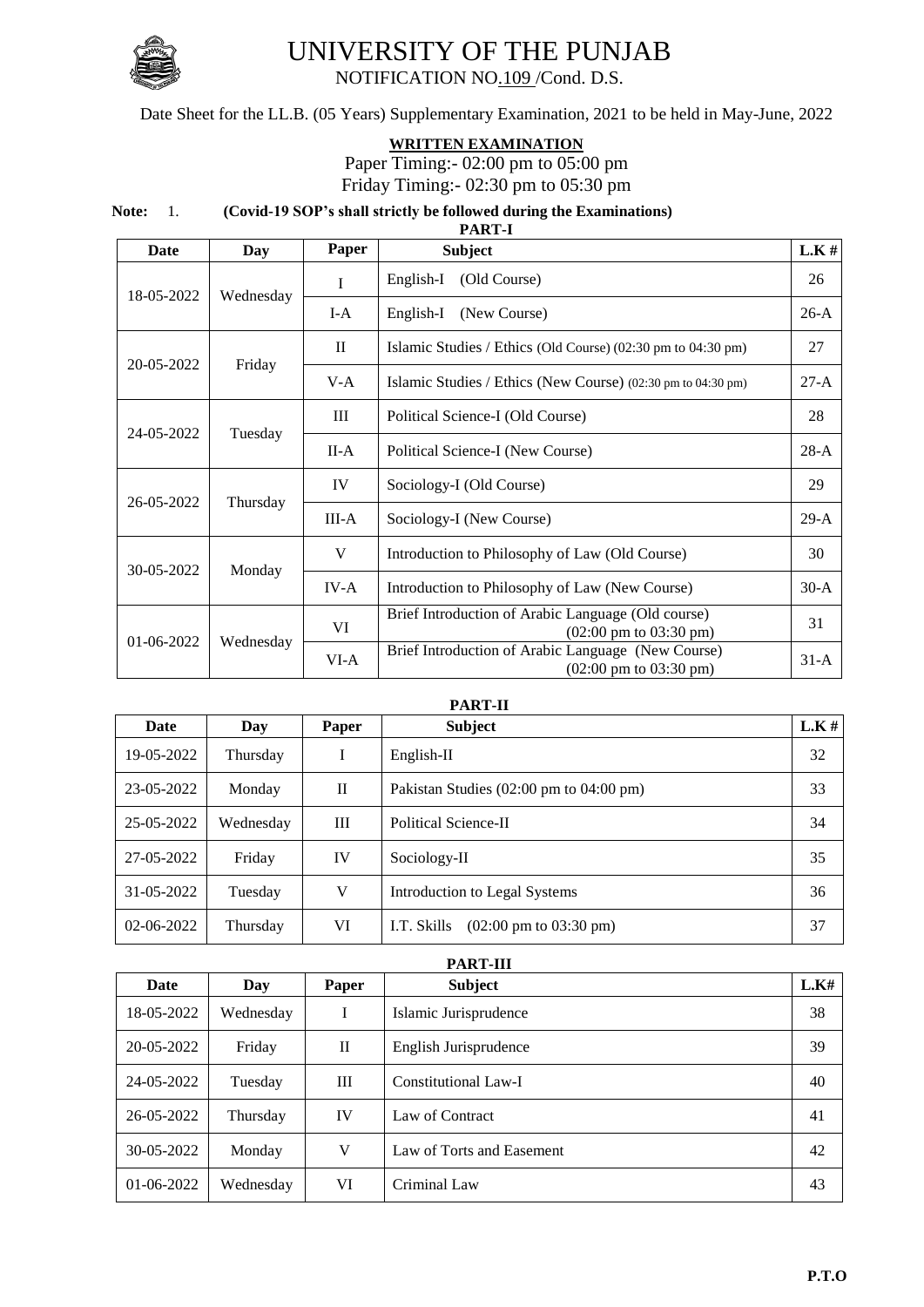# UNIVERSITY OF THE PUNJAB

NOTIFICATION NO.109 /Cond. D.S.

Date Sheet for the LL.B. (05 Years) Supplementary Examination, 2021 to be held in May-June, 2022

**WRITTEN EXAMINATION**

Paper Timing:- 02:00 pm to 05:00 pm

Friday Timing:- 02:30 pm to 05:30 pm

**Note:** 1. **(Covid-19 SOP's shall strictly be followed during the Examinations)**

**PART-I**

| Date | Day | Paper | Subject | L.K # |
|---|---|---|---|---|
| 18-05-2022 | Wednesday | I | English-I (Old Course) | 26 |
| | | I-A | English-I (New Course) | 26-A |
| 20-05-2022 | Friday | II | Islamic Studies / Ethics (Old Course) (02:30 pm to 04:30 pm) | 27 |
| | | V-A | Islamic Studies / Ethics (New Course) (02:30 pm to 04:30 pm) | 27-A |
| 24-05-2022 | Tuesday | III | Political Science-I (Old Course) | 28 |
| | | II-A | Political Science-I (New Course) | 28-A |
| 26-05-2022 | Thursday | IV | Sociology-I (Old Course) | 29 |
| | | III-A | Sociology-I (New Course) | 29-A |
| 30-05-2022 | Monday | V | Introduction to Philosophy of Law (Old Course) | 30 |
| | | IV-A | Introduction to Philosophy of Law (New Course) | 30-A |
| 01-06-2022 | Wednesday | VI | Brief Introduction of Arabic Language (Old course) (02:00 pm to 03:30 pm) | 31 |
| | | VI-A | Brief Introduction of Arabic Language (New Course) (02:00 pm to 03:30 pm) | 31-A |

**PART-II**

| Date | Day | Paper | Subject | L.K # |
|---|---|---|---|---|
| 19-05-2022 | Thursday | I | English-II | 32 |
| 23-05-2022 | Monday | II | Pakistan Studies (02:00 pm to 04:00 pm) | 33 |
| 25-05-2022 | Wednesday | III | Political Science-II | 34 |
| 27-05-2022 | Friday | IV | Sociology-II | 35 |
| 31-05-2022 | Tuesday | V | Introduction to Legal Systems | 36 |
| 02-06-2022 | Thursday | VI | I.T. Skills (02:00 pm to 03:30 pm) | 37 |

**PART-III**

| Date | Day | Paper | Subject | L.K# |
|---|---|---|---|---|
| 18-05-2022 | Wednesday | I | Islamic Jurisprudence | 38 |
| 20-05-2022 | Friday | II | English Jurisprudence | 39 |
| 24-05-2022 | Tuesday | III | Constitutional Law-I | 40 |
| 26-05-2022 | Thursday | IV | Law of Contract | 41 |
| 30-05-2022 | Monday | V | Law of Torts and Easement | 42 |
| 01-06-2022 | Wednesday | VI | Criminal Law | 43 |

**P.T.O**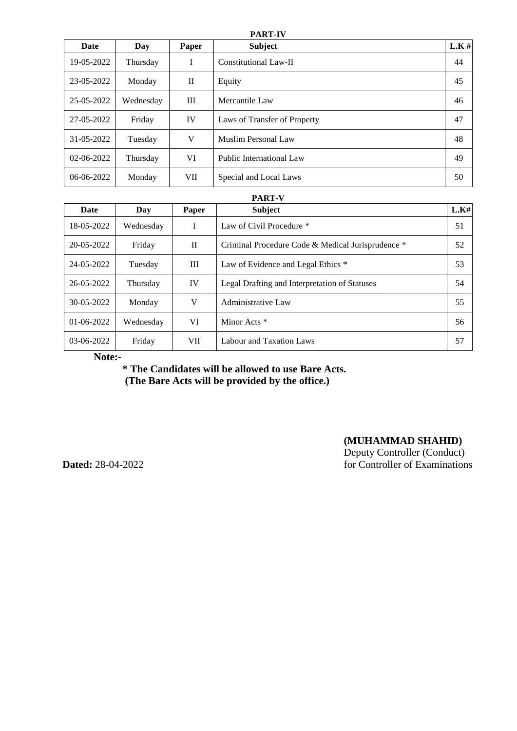## PART-IV

| Date | Day | Paper | Subject | L.K # |
|---|---|---|---|---|
| 19-05-2022 | Thursday | I | Constitutional Law-II | 44 |
| 23-05-2022 | Monday | II | Equity | 45 |
| 25-05-2022 | Wednesday | III | Mercantile Law | 46 |
| 27-05-2022 | Friday | IV | Laws of Transfer of Property | 47 |
| 31-05-2022 | Tuesday | V | Muslim Personal Law | 48 |
| 02-06-2022 | Thursday | VI | Public International Law | 49 |
| 06-06-2022 | Monday | VII | Special and Local Laws | 50 |

## PART-V

| Date | Day | Paper | Subject | L.K# |
|---|---|---|---|---|
| 18-05-2022 | Wednesday | I | Law of Civil Procedure * | 51 |
| 20-05-2022 | Friday | II | Criminal Procedure Code & Medical Jurisprudence * | 52 |
| 24-05-2022 | Tuesday | III | Law of Evidence and Legal Ethics * | 53 |
| 26-05-2022 | Thursday | IV | Legal Drafting and Interpretation of Statuses | 54 |
| 30-05-2022 | Monday | V | Administrative Law | 55 |
| 01-06-2022 | Wednesday | VI | Minor Acts * | 56 |
| 03-06-2022 | Friday | VII | Labour and Taxation Laws | 57 |

**Note:-**

**\* The Candidates will be allowed to use Bare Acts.**
**(The Bare Acts will be provided by the office.)**

**(MUHAMMAD SHAHID)**
Deputy Controller (Conduct)
for Controller of Examinations

**Dated:** 28-04-2022